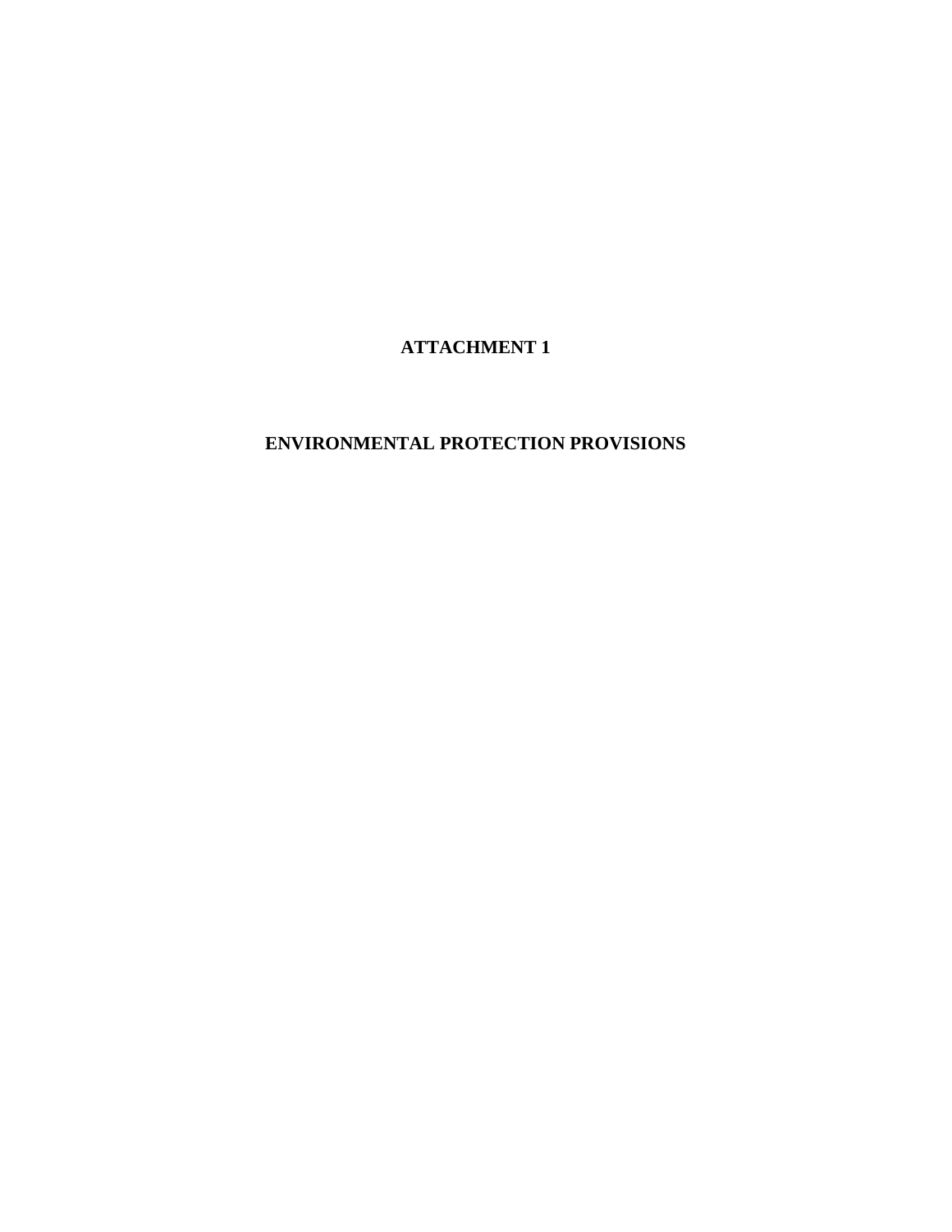# ATTACHMENT 1

# ENVIRONMENTAL PROTECTION PROVISIONS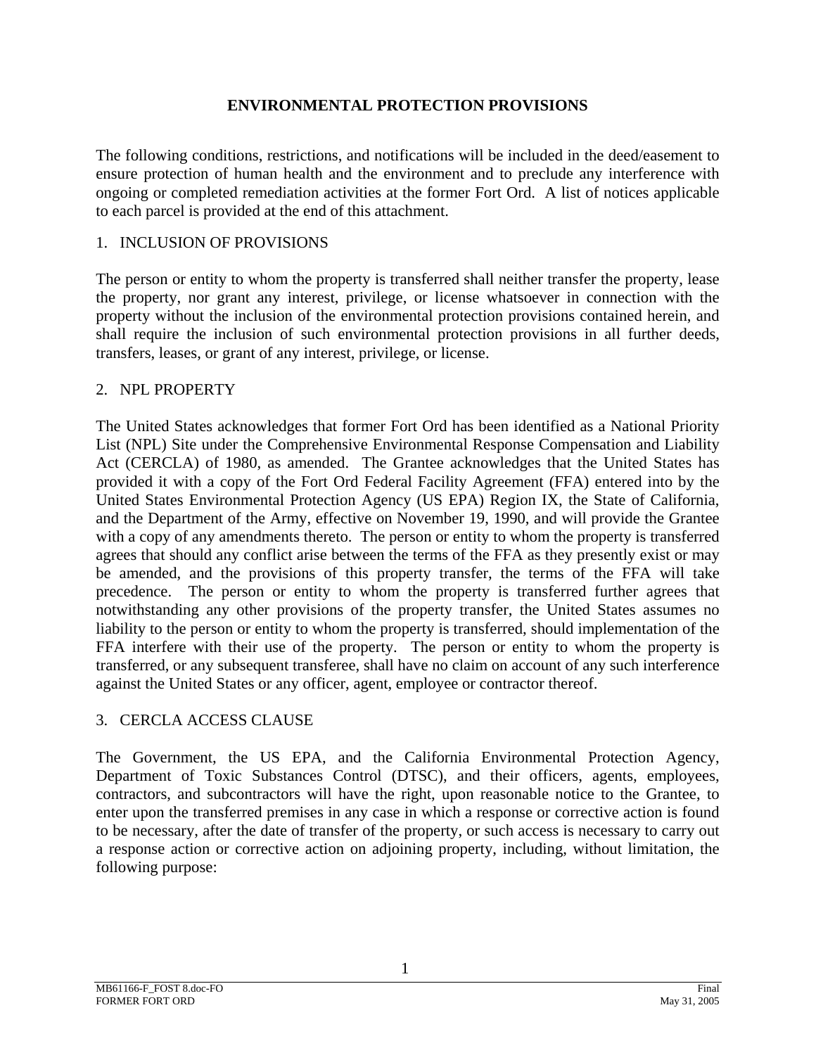# ENVIRONMENTAL PROTECTION PROVISIONS

The following conditions, restrictions, and notifications will be included in the deed/easement to ensure protection of human health and the environment and to preclude any interference with ongoing or completed remediation activities at the former Fort Ord. A list of notices applicable to each parcel is provided at the end of this attachment.

## 1. INCLUSION OF PROVISIONS

The person or entity to whom the property is transferred shall neither transfer the property, lease the property, nor grant any interest, privilege, or license whatsoever in connection with the property without the inclusion of the environmental protection provisions contained herein, and shall require the inclusion of such environmental protection provisions in all further deeds, transfers, leases, or grant of any interest, privilege, or license.

## 2. NPL PROPERTY

The United States acknowledges that former Fort Ord has been identified as a National Priority List (NPL) Site under the Comprehensive Environmental Response Compensation and Liability Act (CERCLA) of 1980, as amended. The Grantee acknowledges that the United States has provided it with a copy of the Fort Ord Federal Facility Agreement (FFA) entered into by the United States Environmental Protection Agency (US EPA) Region IX, the State of California, and the Department of the Army, effective on November 19, 1990, and will provide the Grantee with a copy of any amendments thereto. The person or entity to whom the property is transferred agrees that should any conflict arise between the terms of the FFA as they presently exist or may be amended, and the provisions of this property transfer, the terms of the FFA will take precedence. The person or entity to whom the property is transferred further agrees that notwithstanding any other provisions of the property transfer, the United States assumes no liability to the person or entity to whom the property is transferred, should implementation of the FFA interfere with their use of the property. The person or entity to whom the property is transferred, or any subsequent transferee, shall have no claim on account of any such interference against the United States or any officer, agent, employee or contractor thereof.

## 3. CERCLA ACCESS CLAUSE

The Government, the US EPA, and the California Environmental Protection Agency, Department of Toxic Substances Control (DTSC), and their officers, agents, employees, contractors, and subcontractors will have the right, upon reasonable notice to the Grantee, to enter upon the transferred premises in any case in which a response or corrective action is found to be necessary, after the date of transfer of the property, or such access is necessary to carry out a response action or corrective action on adjoining property, including, without limitation, the following purpose: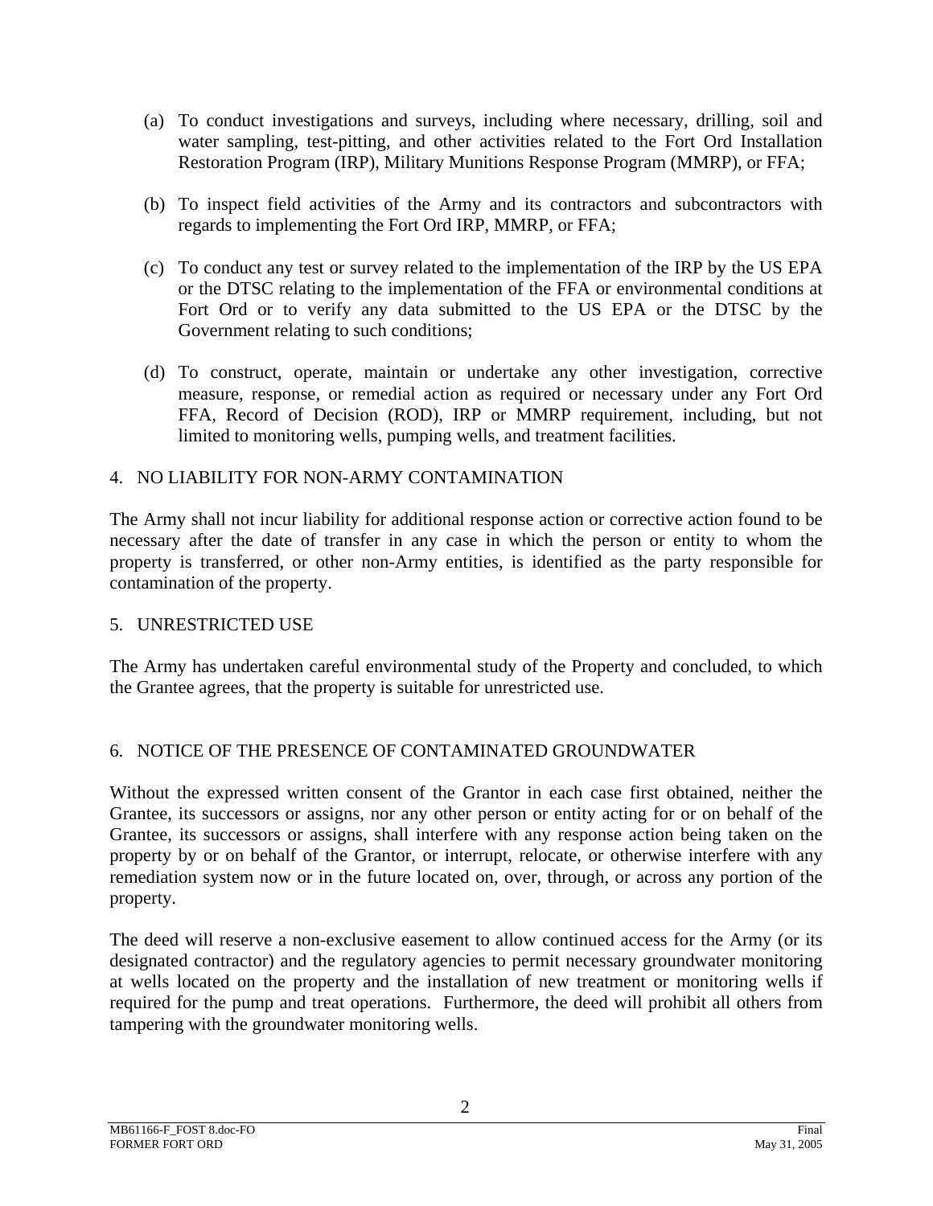(a) To conduct investigations and surveys, including where necessary, drilling, soil and water sampling, test-pitting, and other activities related to the Fort Ord Installation Restoration Program (IRP), Military Munitions Response Program (MMRP), or FFA;

(b) To inspect field activities of the Army and its contractors and subcontractors with regards to implementing the Fort Ord IRP, MMRP, or FFA;

(c) To conduct any test or survey related to the implementation of the IRP by the US EPA or the DTSC relating to the implementation of the FFA or environmental conditions at Fort Ord or to verify any data submitted to the US EPA or the DTSC by the Government relating to such conditions;

(d) To construct, operate, maintain or undertake any other investigation, corrective measure, response, or remedial action as required or necessary under any Fort Ord FFA, Record of Decision (ROD), IRP or MMRP requirement, including, but not limited to monitoring wells, pumping wells, and treatment facilities.

## 4. NO LIABILITY FOR NON-ARMY CONTAMINATION

The Army shall not incur liability for additional response action or corrective action found to be necessary after the date of transfer in any case in which the person or entity to whom the property is transferred, or other non-Army entities, is identified as the party responsible for contamination of the property.

## 5. UNRESTRICTED USE

The Army has undertaken careful environmental study of the Property and concluded, to which the Grantee agrees, that the property is suitable for unrestricted use.

## 6. NOTICE OF THE PRESENCE OF CONTAMINATED GROUNDWATER

Without the expressed written consent of the Grantor in each case first obtained, neither the Grantee, its successors or assigns, nor any other person or entity acting for or on behalf of the Grantee, its successors or assigns, shall interfere with any response action being taken on the property by or on behalf of the Grantor, or interrupt, relocate, or otherwise interfere with any remediation system now or in the future located on, over, through, or across any portion of the property.

The deed will reserve a non-exclusive easement to allow continued access for the Army (or its designated contractor) and the regulatory agencies to permit necessary groundwater monitoring at wells located on the property and the installation of new treatment or monitoring wells if required for the pump and treat operations. Furthermore, the deed will prohibit all others from tampering with the groundwater monitoring wells.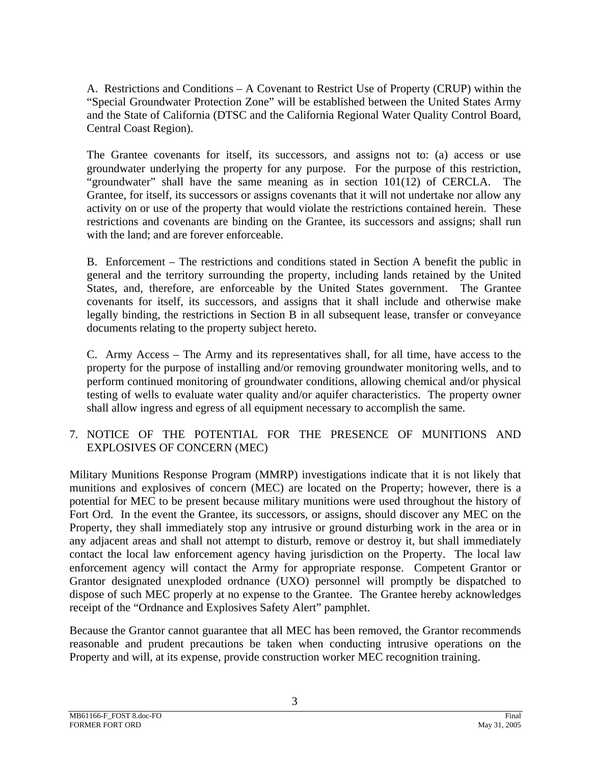A. Restrictions and Conditions – A Covenant to Restrict Use of Property (CRUP) within the "Special Groundwater Protection Zone" will be established between the United States Army and the State of California (DTSC and the California Regional Water Quality Control Board, Central Coast Region).

The Grantee covenants for itself, its successors, and assigns not to: (a) access or use groundwater underlying the property for any purpose. For the purpose of this restriction, "groundwater" shall have the same meaning as in section 101(12) of CERCLA. The Grantee, for itself, its successors or assigns covenants that it will not undertake nor allow any activity on or use of the property that would violate the restrictions contained herein. These restrictions and covenants are binding on the Grantee, its successors and assigns; shall run with the land; and are forever enforceable.

B. Enforcement – The restrictions and conditions stated in Section A benefit the public in general and the territory surrounding the property, including lands retained by the United States, and, therefore, are enforceable by the United States government. The Grantee covenants for itself, its successors, and assigns that it shall include and otherwise make legally binding, the restrictions in Section B in all subsequent lease, transfer or conveyance documents relating to the property subject hereto.

C. Army Access – The Army and its representatives shall, for all time, have access to the property for the purpose of installing and/or removing groundwater monitoring wells, and to perform continued monitoring of groundwater conditions, allowing chemical and/or physical testing of wells to evaluate water quality and/or aquifer characteristics. The property owner shall allow ingress and egress of all equipment necessary to accomplish the same.

## 7. NOTICE OF THE POTENTIAL FOR THE PRESENCE OF MUNITIONS AND EXPLOSIVES OF CONCERN (MEC)

Military Munitions Response Program (MMRP) investigations indicate that it is not likely that munitions and explosives of concern (MEC) are located on the Property; however, there is a potential for MEC to be present because military munitions were used throughout the history of Fort Ord. In the event the Grantee, its successors, or assigns, should discover any MEC on the Property, they shall immediately stop any intrusive or ground disturbing work in the area or in any adjacent areas and shall not attempt to disturb, remove or destroy it, but shall immediately contact the local law enforcement agency having jurisdiction on the Property. The local law enforcement agency will contact the Army for appropriate response. Competent Grantor or Grantor designated unexploded ordnance (UXO) personnel will promptly be dispatched to dispose of such MEC properly at no expense to the Grantee. The Grantee hereby acknowledges receipt of the "Ordnance and Explosives Safety Alert" pamphlet.

Because the Grantor cannot guarantee that all MEC has been removed, the Grantor recommends reasonable and prudent precautions be taken when conducting intrusive operations on the Property and will, at its expense, provide construction worker MEC recognition training.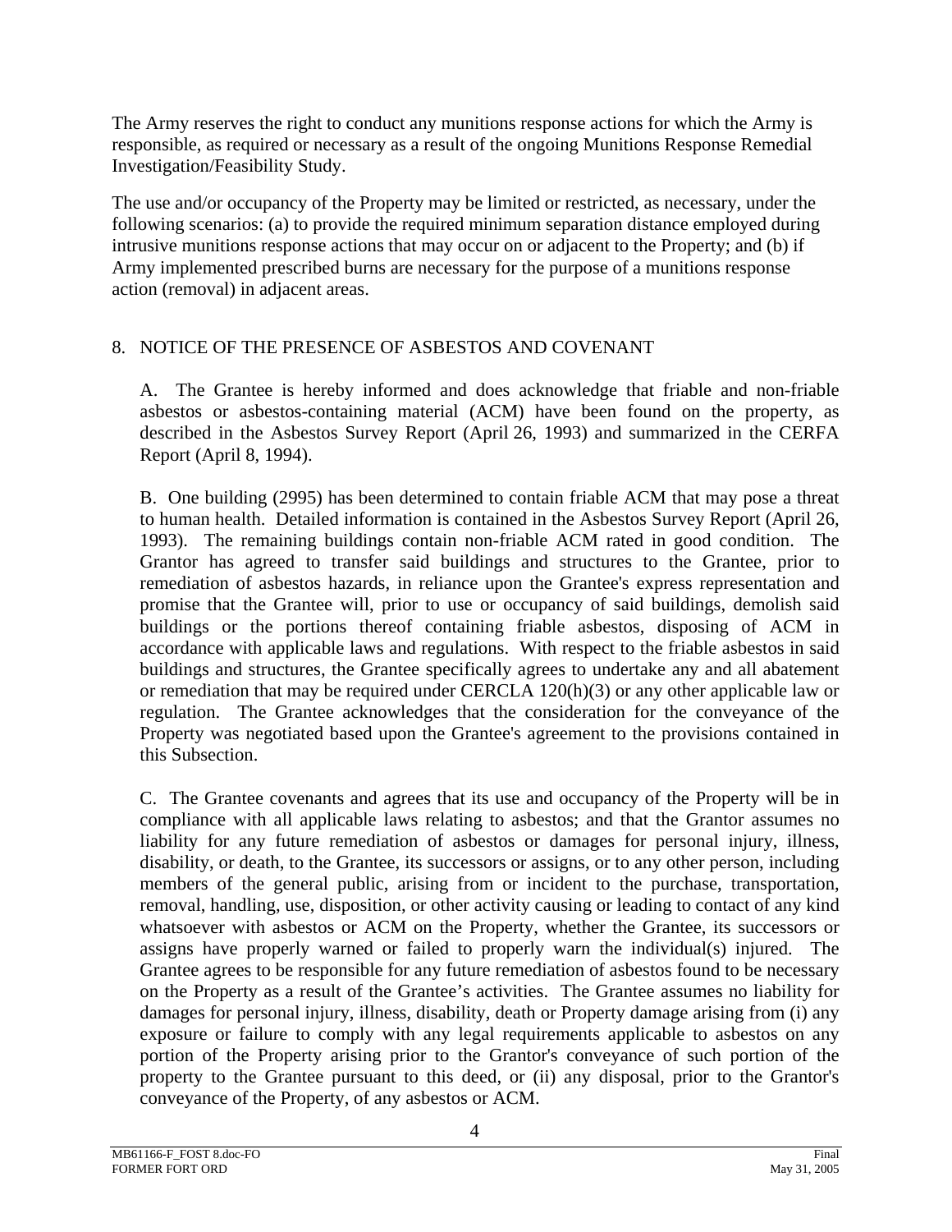The Army reserves the right to conduct any munitions response actions for which the Army is responsible, as required or necessary as a result of the ongoing Munitions Response Remedial Investigation/Feasibility Study.

The use and/or occupancy of the Property may be limited or restricted, as necessary, under the following scenarios: (a) to provide the required minimum separation distance employed during intrusive munitions response actions that may occur on or adjacent to the Property; and (b) if Army implemented prescribed burns are necessary for the purpose of a munitions response action (removal) in adjacent areas.

## 8. NOTICE OF THE PRESENCE OF ASBESTOS AND COVENANT

A. The Grantee is hereby informed and does acknowledge that friable and non-friable asbestos or asbestos-containing material (ACM) have been found on the property, as described in the Asbestos Survey Report (April 26, 1993) and summarized in the CERFA Report (April 8, 1994).

B. One building (2995) has been determined to contain friable ACM that may pose a threat to human health. Detailed information is contained in the Asbestos Survey Report (April 26, 1993). The remaining buildings contain non-friable ACM rated in good condition. The Grantor has agreed to transfer said buildings and structures to the Grantee, prior to remediation of asbestos hazards, in reliance upon the Grantee's express representation and promise that the Grantee will, prior to use or occupancy of said buildings, demolish said buildings or the portions thereof containing friable asbestos, disposing of ACM in accordance with applicable laws and regulations. With respect to the friable asbestos in said buildings and structures, the Grantee specifically agrees to undertake any and all abatement or remediation that may be required under CERCLA 120(h)(3) or any other applicable law or regulation. The Grantee acknowledges that the consideration for the conveyance of the Property was negotiated based upon the Grantee's agreement to the provisions contained in this Subsection.

C. The Grantee covenants and agrees that its use and occupancy of the Property will be in compliance with all applicable laws relating to asbestos; and that the Grantor assumes no liability for any future remediation of asbestos or damages for personal injury, illness, disability, or death, to the Grantee, its successors or assigns, or to any other person, including members of the general public, arising from or incident to the purchase, transportation, removal, handling, use, disposition, or other activity causing or leading to contact of any kind whatsoever with asbestos or ACM on the Property, whether the Grantee, its successors or assigns have properly warned or failed to properly warn the individual(s) injured. The Grantee agrees to be responsible for any future remediation of asbestos found to be necessary on the Property as a result of the Grantee’s activities. The Grantee assumes no liability for damages for personal injury, illness, disability, death or Property damage arising from (i) any exposure or failure to comply with any legal requirements applicable to asbestos on any portion of the Property arising prior to the Grantor's conveyance of such portion of the property to the Grantee pursuant to this deed, or (ii) any disposal, prior to the Grantor's conveyance of the Property, of any asbestos or ACM.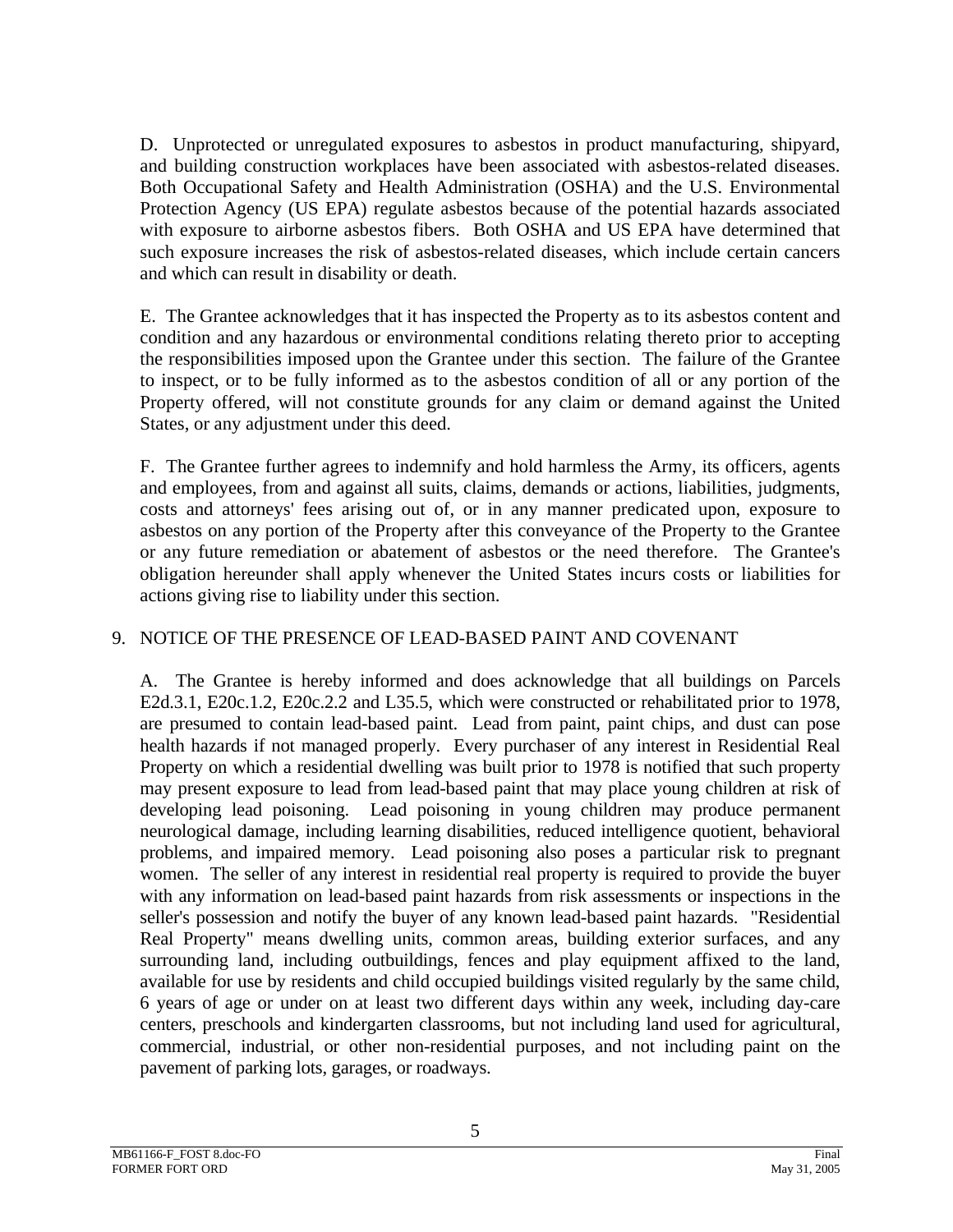D. Unprotected or unregulated exposures to asbestos in product manufacturing, shipyard, and building construction workplaces have been associated with asbestos-related diseases. Both Occupational Safety and Health Administration (OSHA) and the U.S. Environmental Protection Agency (US EPA) regulate asbestos because of the potential hazards associated with exposure to airborne asbestos fibers. Both OSHA and US EPA have determined that such exposure increases the risk of asbestos-related diseases, which include certain cancers and which can result in disability or death.

E. The Grantee acknowledges that it has inspected the Property as to its asbestos content and condition and any hazardous or environmental conditions relating thereto prior to accepting the responsibilities imposed upon the Grantee under this section. The failure of the Grantee to inspect, or to be fully informed as to the asbestos condition of all or any portion of the Property offered, will not constitute grounds for any claim or demand against the United States, or any adjustment under this deed.

F. The Grantee further agrees to indemnify and hold harmless the Army, its officers, agents and employees, from and against all suits, claims, demands or actions, liabilities, judgments, costs and attorneys' fees arising out of, or in any manner predicated upon, exposure to asbestos on any portion of the Property after this conveyance of the Property to the Grantee or any future remediation or abatement of asbestos or the need therefore. The Grantee's obligation hereunder shall apply whenever the United States incurs costs or liabilities for actions giving rise to liability under this section.

## 9. NOTICE OF THE PRESENCE OF LEAD-BASED PAINT AND COVENANT

A. The Grantee is hereby informed and does acknowledge that all buildings on Parcels E2d.3.1, E20c.1.2, E20c.2.2 and L35.5, which were constructed or rehabilitated prior to 1978, are presumed to contain lead-based paint. Lead from paint, paint chips, and dust can pose health hazards if not managed properly. Every purchaser of any interest in Residential Real Property on which a residential dwelling was built prior to 1978 is notified that such property may present exposure to lead from lead-based paint that may place young children at risk of developing lead poisoning. Lead poisoning in young children may produce permanent neurological damage, including learning disabilities, reduced intelligence quotient, behavioral problems, and impaired memory. Lead poisoning also poses a particular risk to pregnant women. The seller of any interest in residential real property is required to provide the buyer with any information on lead-based paint hazards from risk assessments or inspections in the seller's possession and notify the buyer of any known lead-based paint hazards. "Residential Real Property" means dwelling units, common areas, building exterior surfaces, and any surrounding land, including outbuildings, fences and play equipment affixed to the land, available for use by residents and child occupied buildings visited regularly by the same child, 6 years of age or under on at least two different days within any week, including day-care centers, preschools and kindergarten classrooms, but not including land used for agricultural, commercial, industrial, or other non-residential purposes, and not including paint on the pavement of parking lots, garages, or roadways.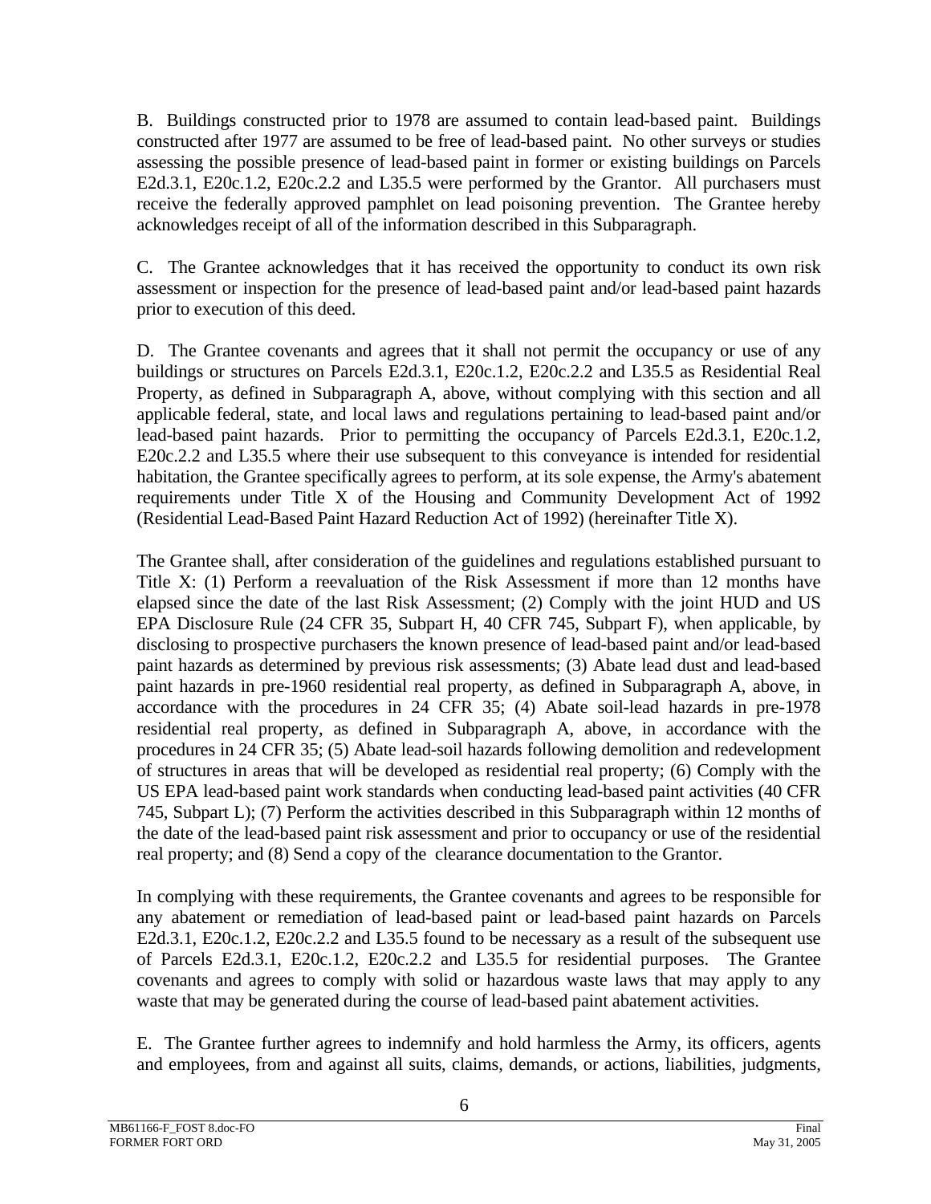B. Buildings constructed prior to 1978 are assumed to contain lead-based paint. Buildings constructed after 1977 are assumed to be free of lead-based paint. No other surveys or studies assessing the possible presence of lead-based paint in former or existing buildings on Parcels E2d.3.1, E20c.1.2, E20c.2.2 and L35.5 were performed by the Grantor. All purchasers must receive the federally approved pamphlet on lead poisoning prevention. The Grantee hereby acknowledges receipt of all of the information described in this Subparagraph.

C. The Grantee acknowledges that it has received the opportunity to conduct its own risk assessment or inspection for the presence of lead-based paint and/or lead-based paint hazards prior to execution of this deed.

D. The Grantee covenants and agrees that it shall not permit the occupancy or use of any buildings or structures on Parcels E2d.3.1, E20c.1.2, E20c.2.2 and L35.5 as Residential Real Property, as defined in Subparagraph A, above, without complying with this section and all applicable federal, state, and local laws and regulations pertaining to lead-based paint and/or lead-based paint hazards. Prior to permitting the occupancy of Parcels E2d.3.1, E20c.1.2, E20c.2.2 and L35.5 where their use subsequent to this conveyance is intended for residential habitation, the Grantee specifically agrees to perform, at its sole expense, the Army's abatement requirements under Title X of the Housing and Community Development Act of 1992 (Residential Lead-Based Paint Hazard Reduction Act of 1992) (hereinafter Title X).

The Grantee shall, after consideration of the guidelines and regulations established pursuant to Title X: (1) Perform a reevaluation of the Risk Assessment if more than 12 months have elapsed since the date of the last Risk Assessment; (2) Comply with the joint HUD and US EPA Disclosure Rule (24 CFR 35, Subpart H, 40 CFR 745, Subpart F), when applicable, by disclosing to prospective purchasers the known presence of lead-based paint and/or lead-based paint hazards as determined by previous risk assessments; (3) Abate lead dust and lead-based paint hazards in pre-1960 residential real property, as defined in Subparagraph A, above, in accordance with the procedures in 24 CFR 35; (4) Abate soil-lead hazards in pre-1978 residential real property, as defined in Subparagraph A, above, in accordance with the procedures in 24 CFR 35; (5) Abate lead-soil hazards following demolition and redevelopment of structures in areas that will be developed as residential real property; (6) Comply with the US EPA lead-based paint work standards when conducting lead-based paint activities (40 CFR 745, Subpart L); (7) Perform the activities described in this Subparagraph within 12 months of the date of the lead-based paint risk assessment and prior to occupancy or use of the residential real property; and (8) Send a copy of the clearance documentation to the Grantor.

In complying with these requirements, the Grantee covenants and agrees to be responsible for any abatement or remediation of lead-based paint or lead-based paint hazards on Parcels E2d.3.1, E20c.1.2, E20c.2.2 and L35.5 found to be necessary as a result of the subsequent use of Parcels E2d.3.1, E20c.1.2, E20c.2.2 and L35.5 for residential purposes. The Grantee covenants and agrees to comply with solid or hazardous waste laws that may apply to any waste that may be generated during the course of lead-based paint abatement activities.

E. The Grantee further agrees to indemnify and hold harmless the Army, its officers, agents and employees, from and against all suits, claims, demands, or actions, liabilities, judgments,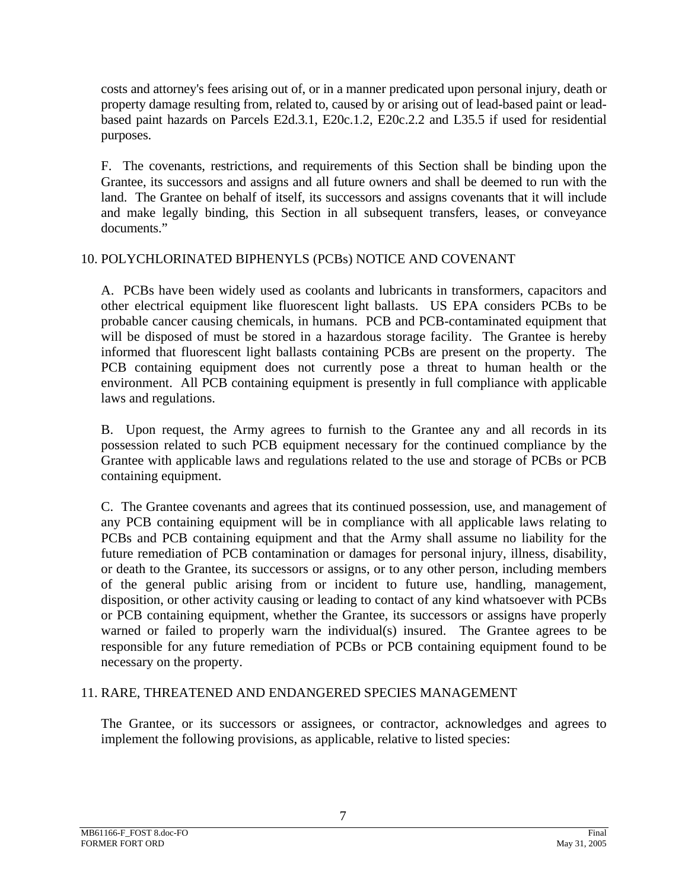costs and attorney's fees arising out of, or in a manner predicated upon personal injury, death or property damage resulting from, related to, caused by or arising out of lead-based paint or lead-based paint hazards on Parcels E2d.3.1, E20c.1.2, E20c.2.2 and L35.5 if used for residential purposes.

F. The covenants, restrictions, and requirements of this Section shall be binding upon the Grantee, its successors and assigns and all future owners and shall be deemed to run with the land. The Grantee on behalf of itself, its successors and assigns covenants that it will include and make legally binding, this Section in all subsequent transfers, leases, or conveyance documents."

## 10. POLYCHLORINATED BIPHENYLS (PCBs) NOTICE AND COVENANT

A. PCBs have been widely used as coolants and lubricants in transformers, capacitors and other electrical equipment like fluorescent light ballasts. US EPA considers PCBs to be probable cancer causing chemicals, in humans. PCB and PCB-contaminated equipment that will be disposed of must be stored in a hazardous storage facility. The Grantee is hereby informed that fluorescent light ballasts containing PCBs are present on the property. The PCB containing equipment does not currently pose a threat to human health or the environment. All PCB containing equipment is presently in full compliance with applicable laws and regulations.

B. Upon request, the Army agrees to furnish to the Grantee any and all records in its possession related to such PCB equipment necessary for the continued compliance by the Grantee with applicable laws and regulations related to the use and storage of PCBs or PCB containing equipment.

C. The Grantee covenants and agrees that its continued possession, use, and management of any PCB containing equipment will be in compliance with all applicable laws relating to PCBs and PCB containing equipment and that the Army shall assume no liability for the future remediation of PCB contamination or damages for personal injury, illness, disability, or death to the Grantee, its successors or assigns, or to any other person, including members of the general public arising from or incident to future use, handling, management, disposition, or other activity causing or leading to contact of any kind whatsoever with PCBs or PCB containing equipment, whether the Grantee, its successors or assigns have properly warned or failed to properly warn the individual(s) insured. The Grantee agrees to be responsible for any future remediation of PCBs or PCB containing equipment found to be necessary on the property.

## 11. RARE, THREATENED AND ENDANGERED SPECIES MANAGEMENT

The Grantee, or its successors or assignees, or contractor, acknowledges and agrees to implement the following provisions, as applicable, relative to listed species: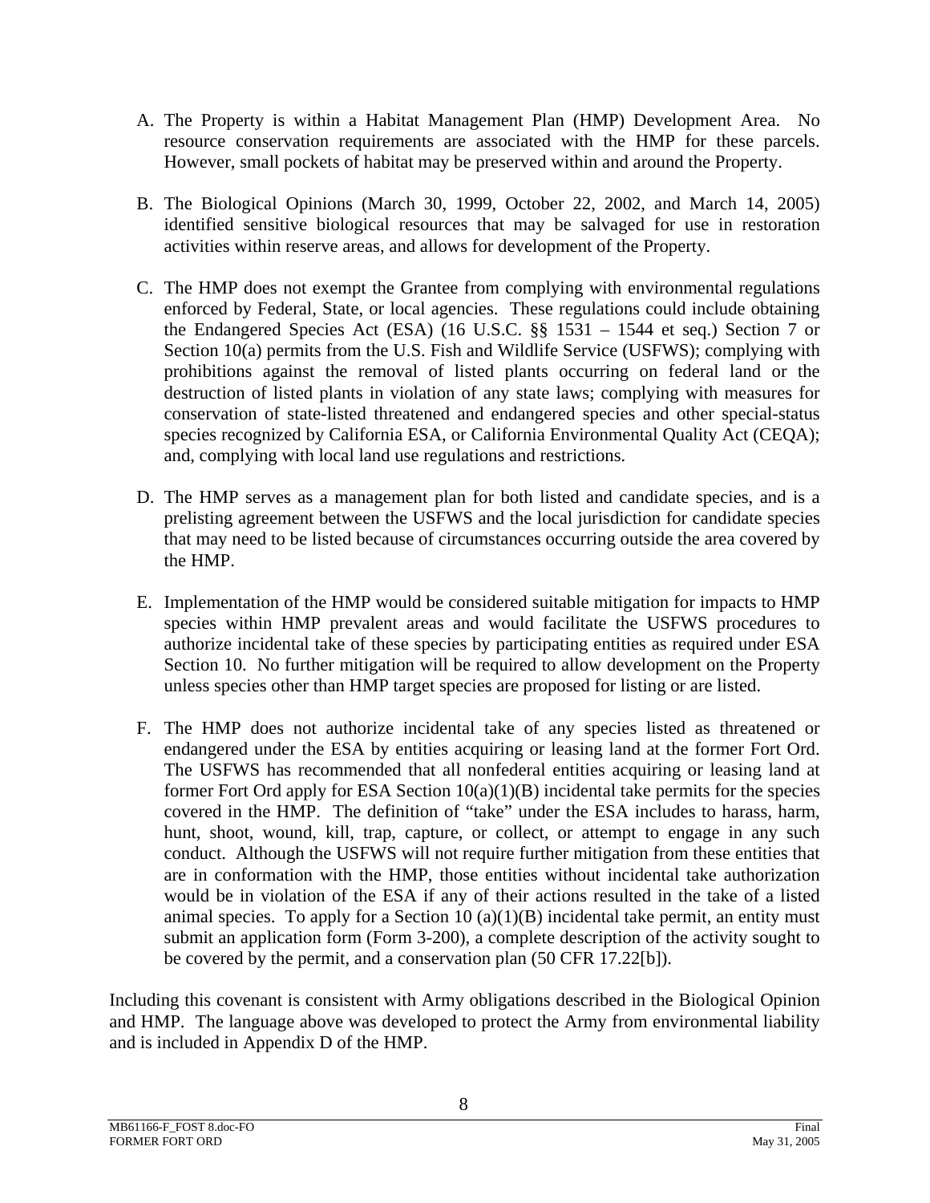A. The Property is within a Habitat Management Plan (HMP) Development Area. No resource conservation requirements are associated with the HMP for these parcels. However, small pockets of habitat may be preserved within and around the Property.

B. The Biological Opinions (March 30, 1999, October 22, 2002, and March 14, 2005) identified sensitive biological resources that may be salvaged for use in restoration activities within reserve areas, and allows for development of the Property.

C. The HMP does not exempt the Grantee from complying with environmental regulations enforced by Federal, State, or local agencies. These regulations could include obtaining the Endangered Species Act (ESA) (16 U.S.C. §§ 1531 – 1544 et seq.) Section 7 or Section 10(a) permits from the U.S. Fish and Wildlife Service (USFWS); complying with prohibitions against the removal of listed plants occurring on federal land or the destruction of listed plants in violation of any state laws; complying with measures for conservation of state-listed threatened and endangered species and other special-status species recognized by California ESA, or California Environmental Quality Act (CEQA); and, complying with local land use regulations and restrictions.

D. The HMP serves as a management plan for both listed and candidate species, and is a prelisting agreement between the USFWS and the local jurisdiction for candidate species that may need to be listed because of circumstances occurring outside the area covered by the HMP.

E. Implementation of the HMP would be considered suitable mitigation for impacts to HMP species within HMP prevalent areas and would facilitate the USFWS procedures to authorize incidental take of these species by participating entities as required under ESA Section 10. No further mitigation will be required to allow development on the Property unless species other than HMP target species are proposed for listing or are listed.

F. The HMP does not authorize incidental take of any species listed as threatened or endangered under the ESA by entities acquiring or leasing land at the former Fort Ord. The USFWS has recommended that all nonfederal entities acquiring or leasing land at former Fort Ord apply for ESA Section 10(a)(1)(B) incidental take permits for the species covered in the HMP. The definition of "take" under the ESA includes to harass, harm, hunt, shoot, wound, kill, trap, capture, or collect, or attempt to engage in any such conduct. Although the USFWS will not require further mitigation from these entities that are in conformation with the HMP, those entities without incidental take authorization would be in violation of the ESA if any of their actions resulted in the take of a listed animal species. To apply for a Section 10 (a)(1)(B) incidental take permit, an entity must submit an application form (Form 3-200), a complete description of the activity sought to be covered by the permit, and a conservation plan (50 CFR 17.22[b]).

Including this covenant is consistent with Army obligations described in the Biological Opinion and HMP. The language above was developed to protect the Army from environmental liability and is included in Appendix D of the HMP.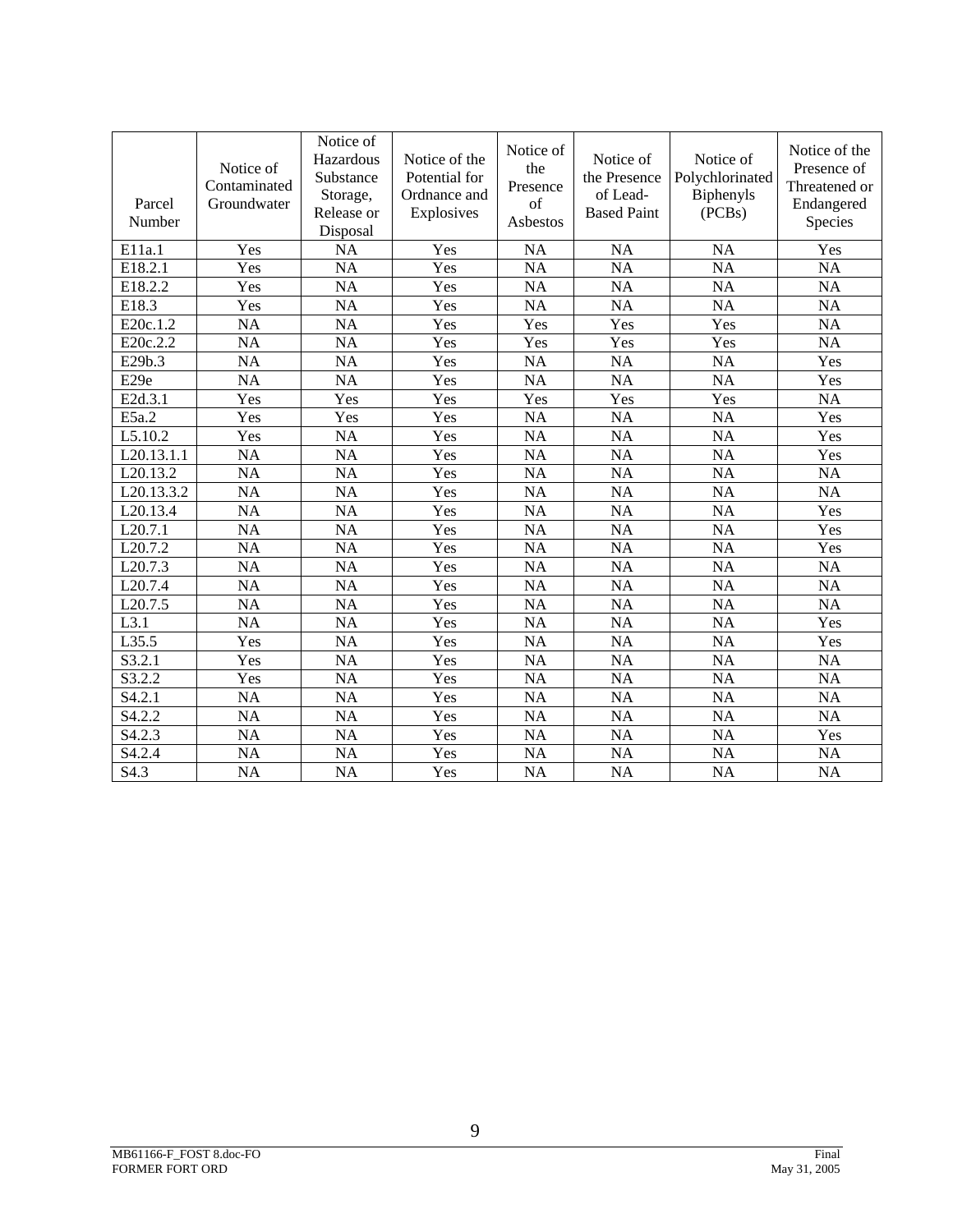| Parcel Number | Notice of Contaminated Groundwater | Notice of Hazardous Substance Storage, Release or Disposal | Notice of the Potential for Ordnance and Explosives | Notice of the Presence of Asbestos | Notice of the Presence of Lead-Based Paint | Notice of Polychlorinated Biphenyls (PCBs) | Notice of the Presence of Threatened or Endangered Species |
|---|---|---|---|---|---|---|---|
| E11a.1 | Yes | NA | Yes | NA | NA | NA | Yes |
| E18.2.1 | Yes | NA | Yes | NA | NA | NA | NA |
| E18.2.2 | Yes | NA | Yes | NA | NA | NA | NA |
| E18.3 | Yes | NA | Yes | NA | NA | NA | NA |
| E20c.1.2 | NA | NA | Yes | Yes | Yes | Yes | NA |
| E20c.2.2 | NA | NA | Yes | Yes | Yes | Yes | NA |
| E29b.3 | NA | NA | Yes | NA | NA | NA | Yes |
| E29e | NA | NA | Yes | NA | NA | NA | Yes |
| E2d.3.1 | Yes | Yes | Yes | Yes | Yes | Yes | NA |
| E5a.2 | Yes | Yes | Yes | NA | NA | NA | Yes |
| L5.10.2 | Yes | NA | Yes | NA | NA | NA | Yes |
| L20.13.1.1 | NA | NA | Yes | NA | NA | NA | Yes |
| L20.13.2 | NA | NA | Yes | NA | NA | NA | NA |
| L20.13.3.2 | NA | NA | Yes | NA | NA | NA | NA |
| L20.13.4 | NA | NA | Yes | NA | NA | NA | Yes |
| L20.7.1 | NA | NA | Yes | NA | NA | NA | Yes |
| L20.7.2 | NA | NA | Yes | NA | NA | NA | Yes |
| L20.7.3 | NA | NA | Yes | NA | NA | NA | NA |
| L20.7.4 | NA | NA | Yes | NA | NA | NA | NA |
| L20.7.5 | NA | NA | Yes | NA | NA | NA | NA |
| L3.1 | NA | NA | Yes | NA | NA | NA | Yes |
| L35.5 | Yes | NA | Yes | NA | NA | NA | Yes |
| S3.2.1 | Yes | NA | Yes | NA | NA | NA | NA |
| S3.2.2 | Yes | NA | Yes | NA | NA | NA | NA |
| S4.2.1 | NA | NA | Yes | NA | NA | NA | NA |
| S4.2.2 | NA | NA | Yes | NA | NA | NA | NA |
| S4.2.3 | NA | NA | Yes | NA | NA | NA | Yes |
| S4.2.4 | NA | NA | Yes | NA | NA | NA | NA |
| S4.3 | NA | NA | Yes | NA | NA | NA | NA |